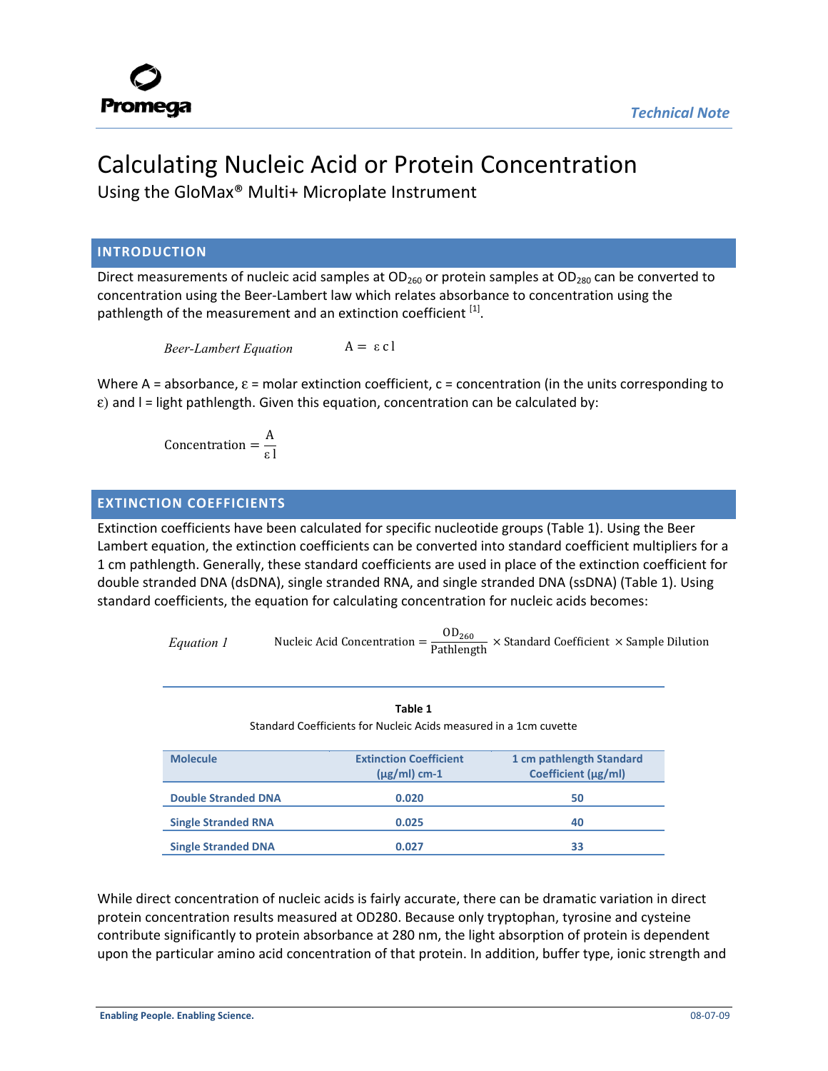# Calculating Nucleic Acid or Protein Concentration

Using the GloMax® Multi+ Microplate Instrument

## INTRODUCTION

Direct measurements of nucleic acid samples at $OD_{260}$ or protein samples at $OD_{280}$ can be converted to concentration using the Beer-Lambert law which relates absorbance to concentration using the pathlength of the measurement and an extinction coefficient [1].

*Beer-Lambert Equation* $$A = \varepsilon c l$$

Where A = absorbance, ε = molar extinction coefficient, c = concentration (in the units corresponding to ε) and l = light pathlength. Given this equation, concentration can be calculated by:

$$\text{Concentration} = \frac{A}{\varepsilon l}$$

## EXTINCTION COEFFICIENTS

Extinction coefficients have been calculated for specific nucleotide groups (Table 1). Using the Beer Lambert equation, the extinction coefficients can be converted into standard coefficient multipliers for a 1 cm pathlength. Generally, these standard coefficients are used in place of the extinction coefficient for double stranded DNA (dsDNA), single stranded RNA, and single stranded DNA (ssDNA) (Table 1). Using standard coefficients, the equation for calculating concentration for nucleic acids becomes:

*Equation 1* $$\text{Nucleic Acid Concentration} = \frac{OD_{260}}{\text{Pathlength}} \times \text{Standard Coefficient} \times \text{Sample Dilution}$$

**Table 1**

Standard Coefficients for Nucleic Acids measured in a 1cm cuvette

| Molecule | Extinction Coefficient (µg/ml) cm-1 | 1 cm pathlength Standard Coefficient (µg/ml) |
|---|---|---|
| Double Stranded DNA | 0.020 | 50 |
| Single Stranded RNA | 0.025 | 40 |
| Single Stranded DNA | 0.027 | 33 |

While direct concentration of nucleic acids is fairly accurate, there can be dramatic variation in direct protein concentration results measured at OD280. Because only tryptophan, tyrosine and cysteine contribute significantly to protein absorbance at 280 nm, the light absorption of protein is dependent upon the particular amino acid concentration of that protein. In addition, buffer type, ionic strength and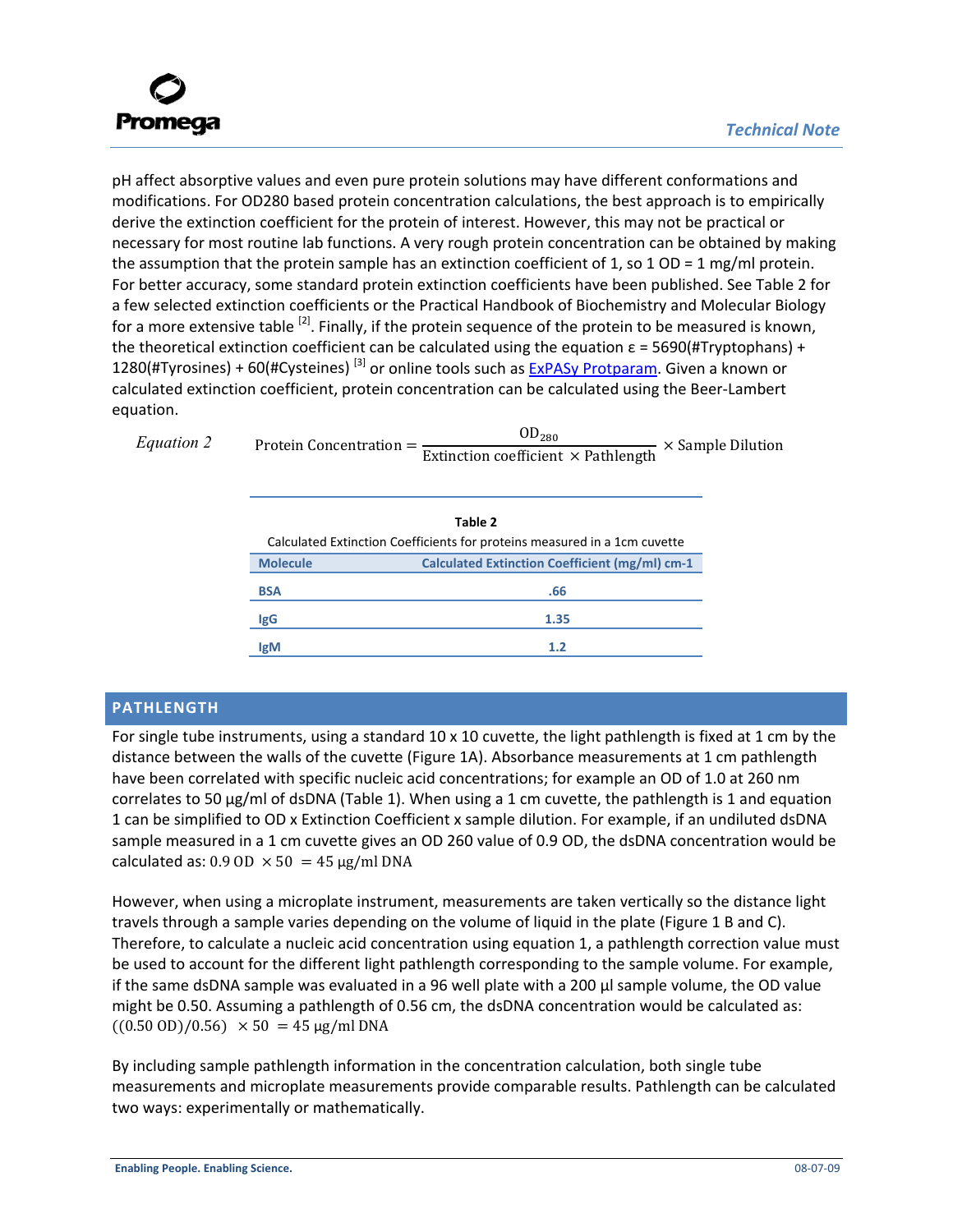pH affect absorptive values and even pure protein solutions may have different conformations and modifications. For OD280 based protein concentration calculations, the best approach is to empirically derive the extinction coefficient for the protein of interest. However, this may not be practical or necessary for most routine lab functions. A very rough protein concentration can be obtained by making the assumption that the protein sample has an extinction coefficient of 1, so 1 OD = 1 mg/ml protein. For better accuracy, some standard protein extinction coefficients have been published. See Table 2 for a few selected extinction coefficients or the Practical Handbook of Biochemistry and Molecular Biology for a more extensive table [2]. Finally, if the protein sequence of the protein to be measured is known, the theoretical extinction coefficient can be calculated using the equation ε = 5690(#Tryptophans) + 1280(#Tyrosines) + 60(#Cysteines) [3] or online tools such as ExPASy Protparam. Given a known or calculated extinction coefficient, protein concentration can be calculated using the Beer-Lambert equation.

*Equation 2*

$$\text{Protein Concentration} = \frac{\text{OD}_{280}}{\text{Extinction coefficient} \times \text{Pathlength}} \times \text{Sample Dilution}$$

**Table 2**

Calculated Extinction Coefficients for proteins measured in a 1cm cuvette

| Molecule | Calculated Extinction Coefficient (mg/ml) cm-1 |
|---|---|
| BSA | .66 |
| IgG | 1.35 |
| IgM | 1.2 |

## PATHLENGTH

For single tube instruments, using a standard 10 x 10 cuvette, the light pathlength is fixed at 1 cm by the distance between the walls of the cuvette (Figure 1A). Absorbance measurements at 1 cm pathlength have been correlated with specific nucleic acid concentrations; for example an OD of 1.0 at 260 nm correlates to 50 µg/ml of dsDNA (Table 1). When using a 1 cm cuvette, the pathlength is 1 and equation 1 can be simplified to OD x Extinction Coefficient x sample dilution. For example, if an undiluted dsDNA sample measured in a 1 cm cuvette gives an OD 260 value of 0.9 OD, the dsDNA concentration would be calculated as: $0.9\ \text{OD} \times 50 = 45\ \mu\text{g/ml DNA}$

However, when using a microplate instrument, measurements are taken vertically so the distance light travels through a sample varies depending on the volume of liquid in the plate (Figure 1 B and C). Therefore, to calculate a nucleic acid concentration using equation 1, a pathlength correction value must be used to account for the different light pathlength corresponding to the sample volume. For example, if the same dsDNA sample was evaluated in a 96 well plate with a 200 µl sample volume, the OD value might be 0.50. Assuming a pathlength of 0.56 cm, the dsDNA concentration would be calculated as: $((0.50\ \text{OD})/0.56) \times 50 = 45\ \mu\text{g/ml DNA}$

By including sample pathlength information in the concentration calculation, both single tube measurements and microplate measurements provide comparable results. Pathlength can be calculated two ways: experimentally or mathematically.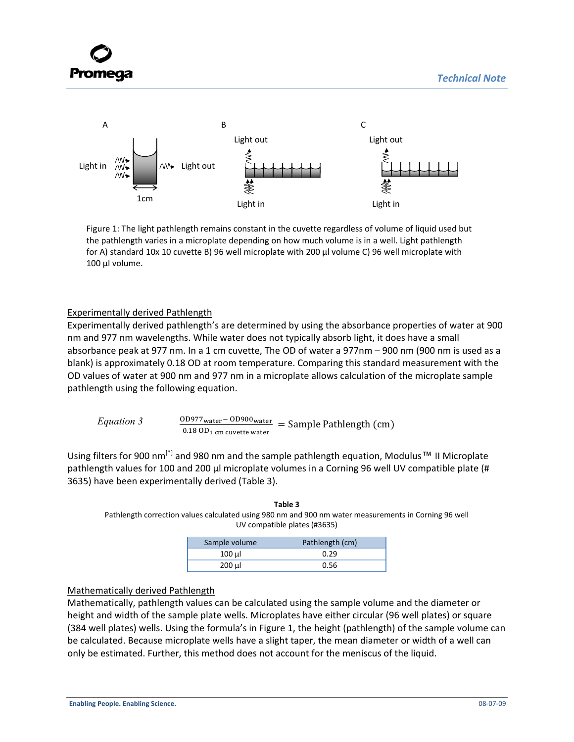Figure 1: The light pathlength remains constant in the cuvette regardless of volume of liquid used but the pathlength varies in a microplate depending on how much volume is in a well. Light pathlength for A) standard 10x 10 cuvette B) 96 well microplate with 200 µl volume C) 96 well microplate with 100 µl volume.

## Experimentally derived Pathlength

Experimentally derived pathlength's are determined by using the absorbance properties of water at 900 nm and 977 nm wavelengths. While water does not typically absorb light, it does have a small absorbance peak at 977 nm. In a 1 cm cuvette, The OD of water a 977nm – 900 nm (900 nm is used as a blank) is approximately 0.18 OD at room temperature. Comparing this standard measurement with the OD values of water at 900 nm and 977 nm in a microplate allows calculation of the microplate sample pathlength using the following equation.

$$\text{Equation 3} \qquad \frac{\text{OD977}_{\text{water}} - \text{OD900}_{\text{water}}}{0.18\ \text{OD}_{1\ \text{cm cuvette water}}} = \text{Sample Pathlength (cm)}$$

Using filters for 900 nm[*] and 980 nm and the sample pathlength equation, Modulus™ II Microplate pathlength values for 100 and 200 µl microplate volumes in a Corning 96 well UV compatible plate (# 3635) have been experimentally derived (Table 3).

**Table 3**
Pathlength correction values calculated using 980 nm and 900 nm water measurements in Corning 96 well UV compatible plates (#3635)

| Sample volume | Pathlength (cm) |
|---|---|
| 100 µl | 0.29 |
| 200 µl | 0.56 |

## Mathematically derived Pathlength

Mathematically, pathlength values can be calculated using the sample volume and the diameter or height and width of the sample plate wells. Microplates have either circular (96 well plates) or square (384 well plates) wells. Using the formula's in Figure 1, the height (pathlength) of the sample volume can be calculated. Because microplate wells have a slight taper, the mean diameter or width of a well can only be estimated. Further, this method does not account for the meniscus of the liquid.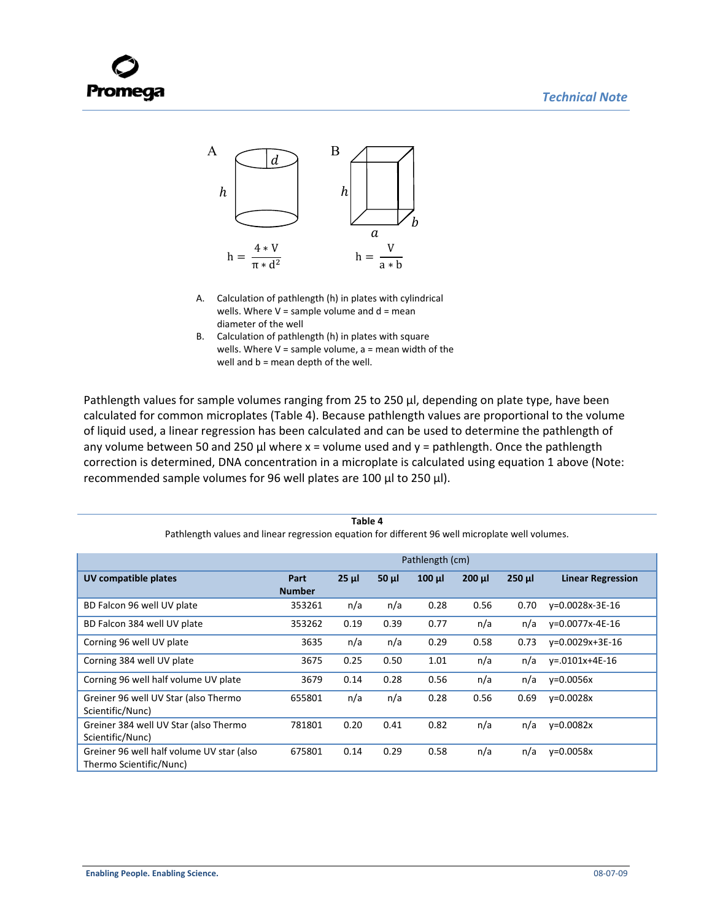A

$h$ $d$

$$h = \frac{4 * V}{\pi * d^2}$$

B

$h$ $a$ $b$

$$h = \frac{V}{a * b}$$

A. Calculation of pathlength (h) in plates with cylindrical wells. Where V = sample volume and d = mean diameter of the well
B. Calculation of pathlength (h) in plates with square wells. Where V = sample volume, a = mean width of the well and b = mean depth of the well.

Pathlength values for sample volumes ranging from 25 to 250 µl, depending on plate type, have been calculated for common microplates (Table 4). Because pathlength values are proportional to the volume of liquid used, a linear regression has been calculated and can be used to determine the pathlength of any volume between 50 and 250 µl where x = volume used and y = pathlength. Once the pathlength correction is determined, DNA concentration in a microplate is calculated using equation 1 above (Note: recommended sample volumes for 96 well plates are 100 µl to 250 µl).

**Table 4**
Pathlength values and linear regression equation for different 96 well microplate well volumes.

| | | Pathlength (cm) | | | | | |
|---|---|---|---|---|---|---|---|
| **UV compatible plates** | **Part Number** | **25 µl** | **50 µl** | **100 µl** | **200 µl** | **250 µl** | **Linear Regression** |
| BD Falcon 96 well UV plate | 353261 | n/a | n/a | 0.28 | 0.56 | 0.70 | y=0.0028x-3E-16 |
| BD Falcon 384 well UV plate | 353262 | 0.19 | 0.39 | 0.77 | n/a | n/a | y=0.0077x-4E-16 |
| Corning 96 well UV plate | 3635 | n/a | n/a | 0.29 | 0.58 | 0.73 | y=0.0029x+3E-16 |
| Corning 384 well UV plate | 3675 | 0.25 | 0.50 | 1.01 | n/a | n/a | y=.0101x+4E-16 |
| Corning 96 well half volume UV plate | 3679 | 0.14 | 0.28 | 0.56 | n/a | n/a | y=0.0056x |
| Greiner 96 well UV Star (also Thermo Scientific/Nunc) | 655801 | n/a | n/a | 0.28 | 0.56 | 0.69 | y=0.0028x |
| Greiner 384 well UV Star (also Thermo Scientific/Nunc) | 781801 | 0.20 | 0.41 | 0.82 | n/a | n/a | y=0.0082x |
| Greiner 96 well half volume UV star (also Thermo Scientific/Nunc) | 675801 | 0.14 | 0.29 | 0.58 | n/a | n/a | y=0.0058x |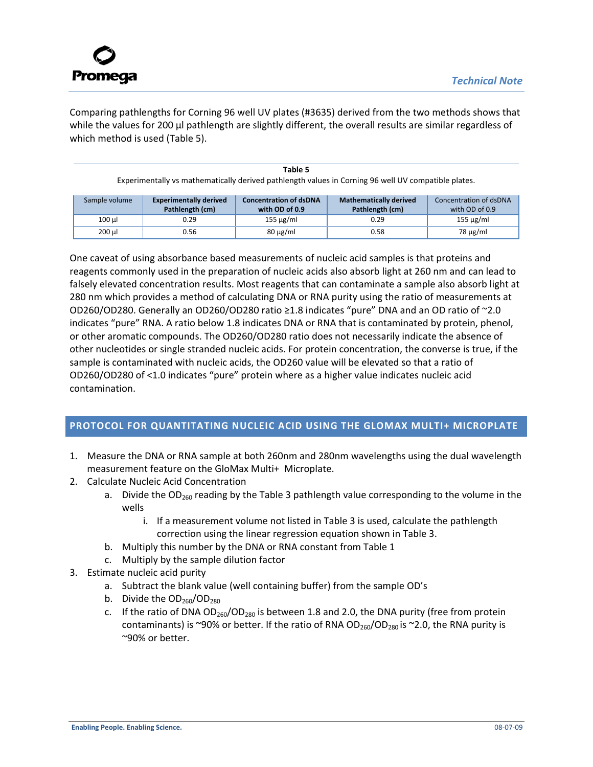Comparing pathlengths for Corning 96 well UV plates (#3635) derived from the two methods shows that while the values for 200 µl pathlength are slightly different, the overall results are similar regardless of which method is used (Table 5).

**Table 5**

Experimentally vs mathematically derived pathlength values in Corning 96 well UV compatible plates.

| Sample volume | Experimentally derived Pathlength (cm) | Concentration of dsDNA with OD of 0.9 | Mathematically derived Pathlength (cm) | Concentration of dsDNA with OD of 0.9 |
|---|---|---|---|---|
| 100 µl | 0.29 | 155 µg/ml | 0.29 | 155 µg/ml |
| 200 µl | 0.56 | 80 µg/ml | 0.58 | 78 µg/ml |

One caveat of using absorbance based measurements of nucleic acid samples is that proteins and reagents commonly used in the preparation of nucleic acids also absorb light at 260 nm and can lead to falsely elevated concentration results. Most reagents that can contaminate a sample also absorb light at 280 nm which provides a method of calculating DNA or RNA purity using the ratio of measurements at OD260/OD280. Generally an OD260/OD280 ratio ≥1.8 indicates "pure" DNA and an OD ratio of ~2.0 indicates "pure" RNA. A ratio below 1.8 indicates DNA or RNA that is contaminated by protein, phenol, or other aromatic compounds. The OD260/OD280 ratio does not necessarily indicate the absence of other nucleotides or single stranded nucleic acids. For protein concentration, the converse is true, if the sample is contaminated with nucleic acids, the OD260 value will be elevated so that a ratio of OD260/OD280 of <1.0 indicates "pure" protein where as a higher value indicates nucleic acid contamination.

## PROTOCOL FOR QUANTITATING NUCLEIC ACID USING THE GLOMAX MULTI+ MICROPLATE

1. Measure the DNA or RNA sample at both 260nm and 280nm wavelengths using the dual wavelength measurement feature on the GloMax Multi+ Microplate.
2. Calculate Nucleic Acid Concentration
   a. Divide the $OD_{260}$ reading by the Table 3 pathlength value corresponding to the volume in the wells
      i. If a measurement volume not listed in Table 3 is used, calculate the pathlength correction using the linear regression equation shown in Table 3.
   b. Multiply this number by the DNA or RNA constant from Table 1
   c. Multiply by the sample dilution factor
3. Estimate nucleic acid purity
   a. Subtract the blank value (well containing buffer) from the sample OD's
   b. Divide the $OD_{260}/OD_{280}$
   c. If the ratio of DNA $OD_{260}/OD_{280}$ is between 1.8 and 2.0, the DNA purity (free from protein contaminants) is ~90% or better. If the ratio of RNA $OD_{260}/OD_{280}$ is ~2.0, the RNA purity is ~90% or better.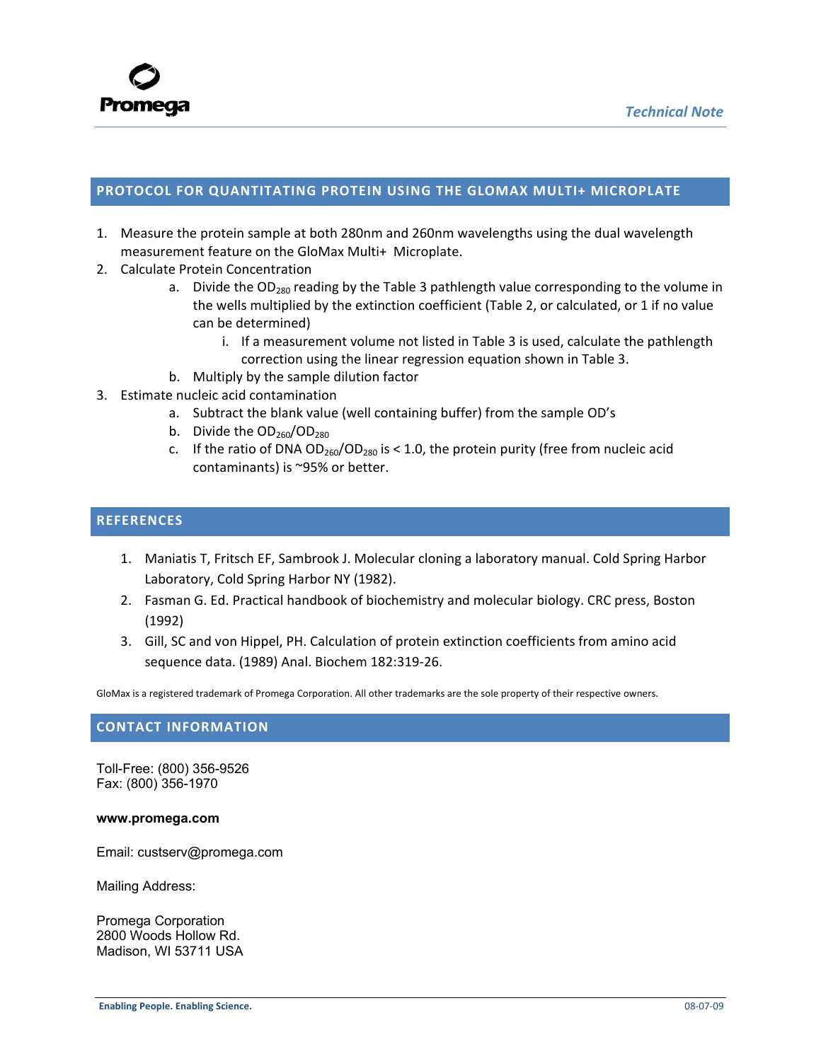## PROTOCOL FOR QUANTITATING PROTEIN USING THE GLOMAX MULTI+ MICROPLATE

1. Measure the protein sample at both 280nm and 260nm wavelengths using the dual wavelength measurement feature on the GloMax Multi+ Microplate.
2. Calculate Protein Concentration
   a. Divide the $OD_{280}$ reading by the Table 3 pathlength value corresponding to the volume in the wells multiplied by the extinction coefficient (Table 2, or calculated, or 1 if no value can be determined)
      i. If a measurement volume not listed in Table 3 is used, calculate the pathlength correction using the linear regression equation shown in Table 3.
   b. Multiply by the sample dilution factor
3. Estimate nucleic acid contamination
   a. Subtract the blank value (well containing buffer) from the sample OD's
   b. Divide the $OD_{260}/OD_{280}$
   c. If the ratio of DNA $OD_{260}/OD_{280}$ is < 1.0, the protein purity (free from nucleic acid contaminants) is ~95% or better.

## REFERENCES

1. Maniatis T, Fritsch EF, Sambrook J. Molecular cloning a laboratory manual. Cold Spring Harbor Laboratory, Cold Spring Harbor NY (1982).
2. Fasman G. Ed. Practical handbook of biochemistry and molecular biology. CRC press, Boston (1992)
3. Gill, SC and von Hippel, PH. Calculation of protein extinction coefficients from amino acid sequence data. (1989) Anal. Biochem 182:319-26.

GloMax is a registered trademark of Promega Corporation. All other trademarks are the sole property of their respective owners.

## CONTACT INFORMATION

Toll-Free: (800) 356-9526
Fax: (800) 356-1970

**www.promega.com**

Email: custserv@promega.com

Mailing Address:

Promega Corporation
2800 Woods Hollow Rd.
Madison, WI 53711 USA